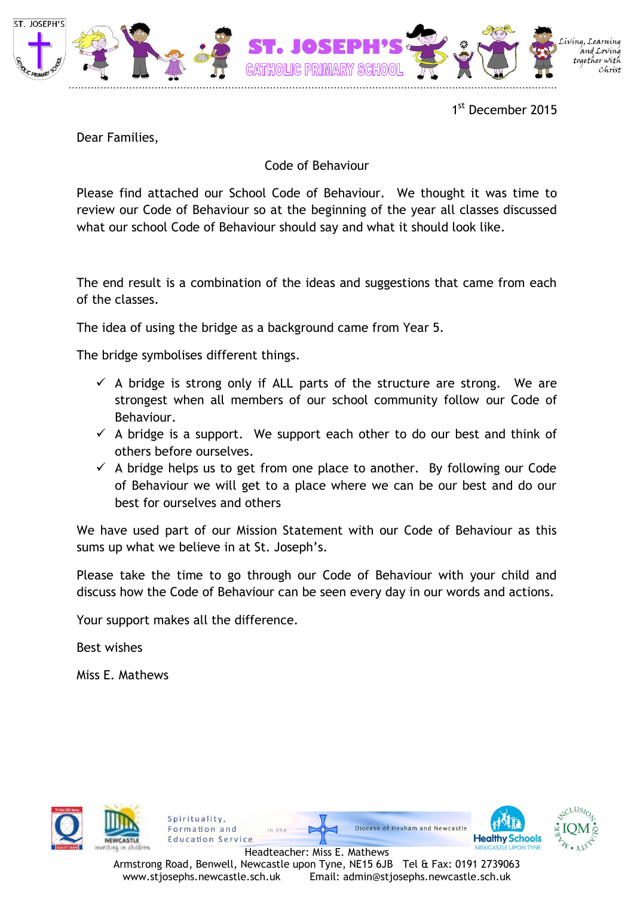1st December 2015

Dear Families,

## Code of Behaviour

Please find attached our School Code of Behaviour. We thought it was time to review our Code of Behaviour so at the beginning of the year all classes discussed what our school Code of Behaviour should say and what it should look like.

The end result is a combination of the ideas and suggestions that came from each of the classes.

The idea of using the bridge as a background came from Year 5.

The bridge symbolises different things.

- ✓ A bridge is strong only if ALL parts of the structure are strong. We are strongest when all members of our school community follow our Code of Behaviour.
- ✓ A bridge is a support. We support each other to do our best and think of others before ourselves.
- ✓ A bridge helps us to get from one place to another. By following our Code of Behaviour we will get to a place where we can be our best and do our best for ourselves and others

We have used part of our Mission Statement with our Code of Behaviour as this sums up what we believe in at St. Joseph's.

Please take the time to go through our Code of Behaviour with your child and discuss how the Code of Behaviour can be seen every day in our words and actions.

Your support makes all the difference.

Best wishes

Miss E. Mathews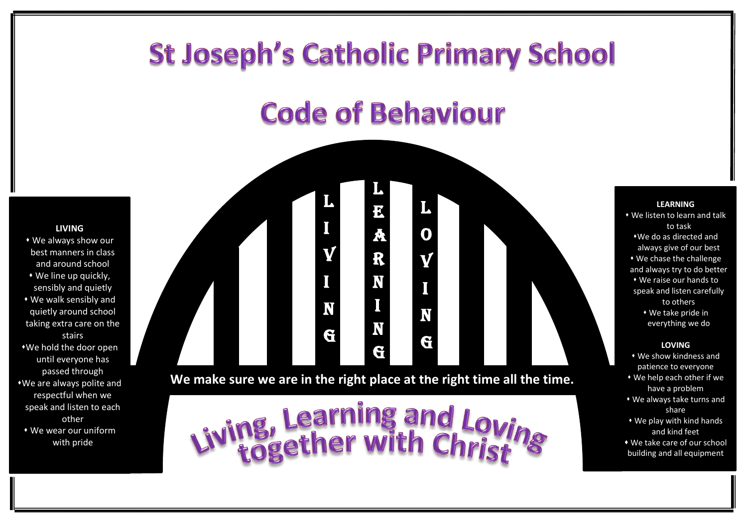# St Joseph's Catholic Primary School

# Code of Behaviour

**LIVING**

- We always show our best manners in class and around school
- We line up quickly, sensibly and quietly
- We walk sensibly and quietly around school taking extra care on the stairs
- We hold the door open until everyone has passed through
- We are always polite and respectful when we speak and listen to each other
- We wear our uniform with pride

LIVING

LEARNING

LOVING

**We make sure we are in the right place at the right time all the time.**

## Living, Learning and Loving together with Christ

**LEARNING**

- We listen to learn and talk to task
- We do as directed and always give of our best
- We chase the challenge and always try to do better
- We raise our hands to speak and listen carefully to others
- We take pride in everything we do

**LOVING**

- We show kindness and patience to everyone
- We help each other if we have a problem
- We always take turns and share
- We play with kind hands and kind feet
- We take care of our school building and all equipment